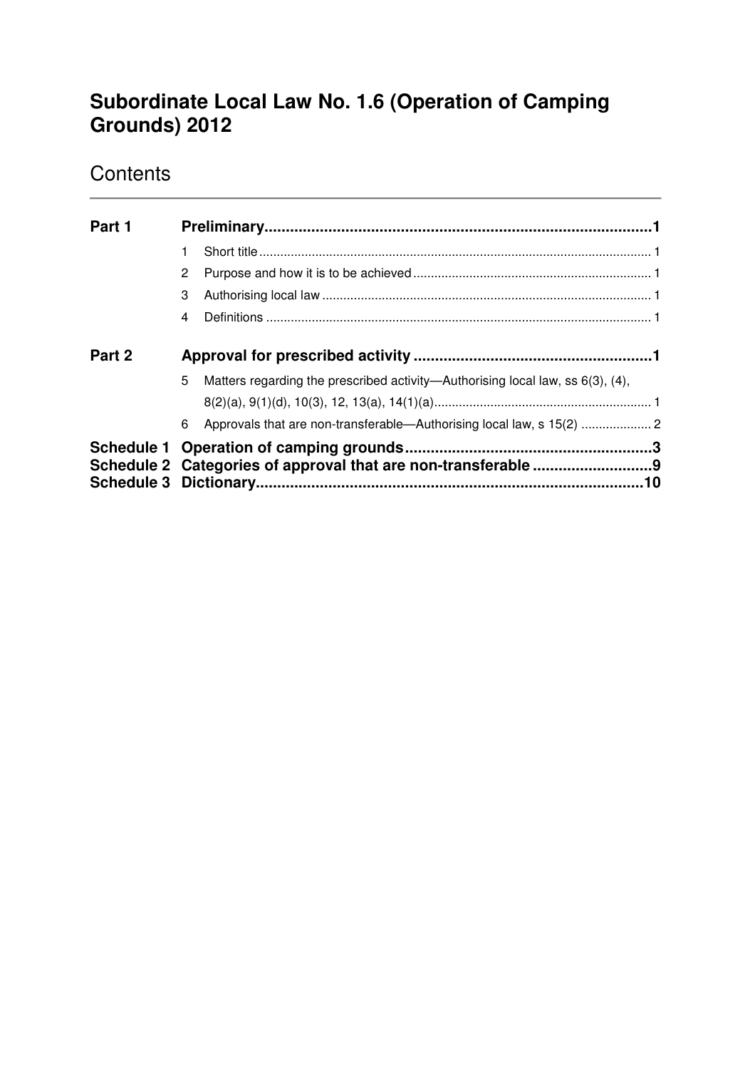# Subordinate Local Law No. 1.6 (Operation of Camping Grounds) 2012

## Contents

| | | | |
|---|---|---|---|
| **Part 1** | | **Preliminary** | **1** |
| | 1 | Short title | 1 |
| | 2 | Purpose and how it is to be achieved | 1 |
| | 3 | Authorising local law | 1 |
| | 4 | Definitions | 1 |
| **Part 2** | | **Approval for prescribed activity** | **1** |
| | 5 | Matters regarding the prescribed activity—Authorising local law, ss 6(3), (4), 8(2)(a), 9(1)(d), 10(3), 12, 13(a), 14(1)(a) | 1 |
| | 6 | Approvals that are non-transferable—Authorising local law, s 15(2) | 2 |
| **Schedule 1** | | **Operation of camping grounds** | **3** |
| **Schedule 2** | | **Categories of approval that are non-transferable** | **9** |
| **Schedule 3** | | **Dictionary** | **10** |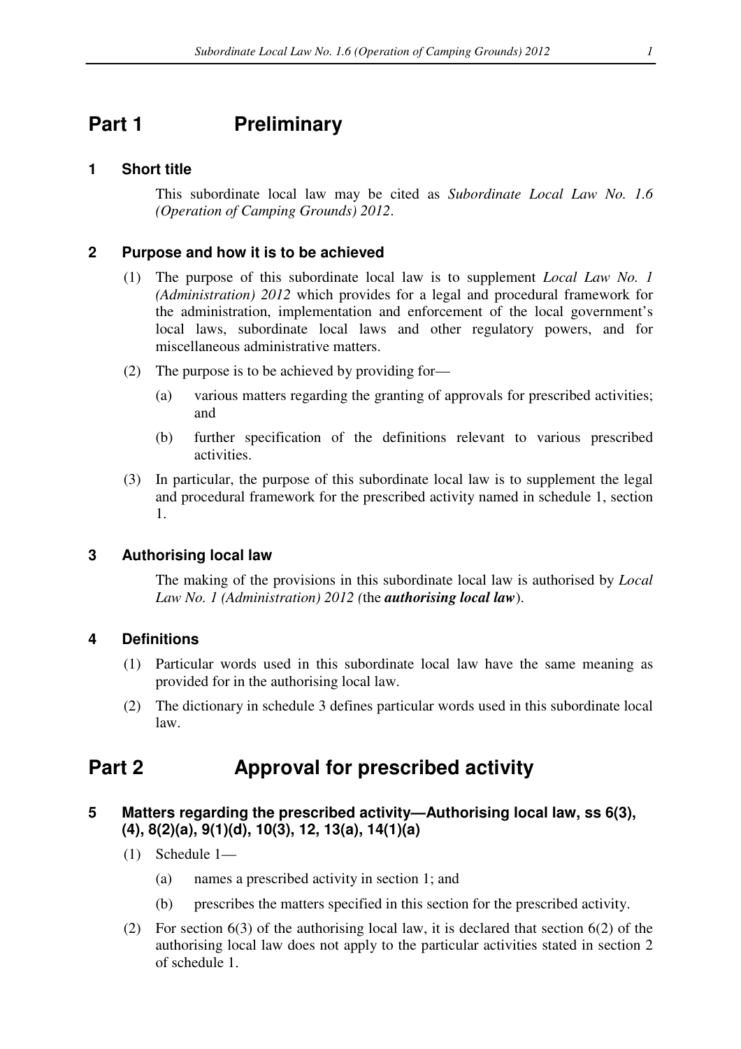# Part 1 Preliminary

## 1 Short title

This subordinate local law may be cited as *Subordinate Local Law No. 1.6 (Operation of Camping Grounds) 2012*.

## 2 Purpose and how it is to be achieved

(1) The purpose of this subordinate local law is to supplement *Local Law No. 1 (Administration) 2012* which provides for a legal and procedural framework for the administration, implementation and enforcement of the local government's local laws, subordinate local laws and other regulatory powers, and for miscellaneous administrative matters.

(2) The purpose is to be achieved by providing for—

(a) various matters regarding the granting of approvals for prescribed activities; and

(b) further specification of the definitions relevant to various prescribed activities.

(3) In particular, the purpose of this subordinate local law is to supplement the legal and procedural framework for the prescribed activity named in schedule 1, section 1.

## 3 Authorising local law

The making of the provisions in this subordinate local law is authorised by *Local Law No. 1 (Administration) 2012 (*the ***authorising local law***).

## 4 Definitions

(1) Particular words used in this subordinate local law have the same meaning as provided for in the authorising local law.

(2) The dictionary in schedule 3 defines particular words used in this subordinate local law.

# Part 2 Approval for prescribed activity

## 5 Matters regarding the prescribed activity—Authorising local law, ss 6(3), (4), 8(2)(a), 9(1)(d), 10(3), 12, 13(a), 14(1)(a)

(1) Schedule 1—

(a) names a prescribed activity in section 1; and

(b) prescribes the matters specified in this section for the prescribed activity.

(2) For section 6(3) of the authorising local law, it is declared that section 6(2) of the authorising local law does not apply to the particular activities stated in section 2 of schedule 1.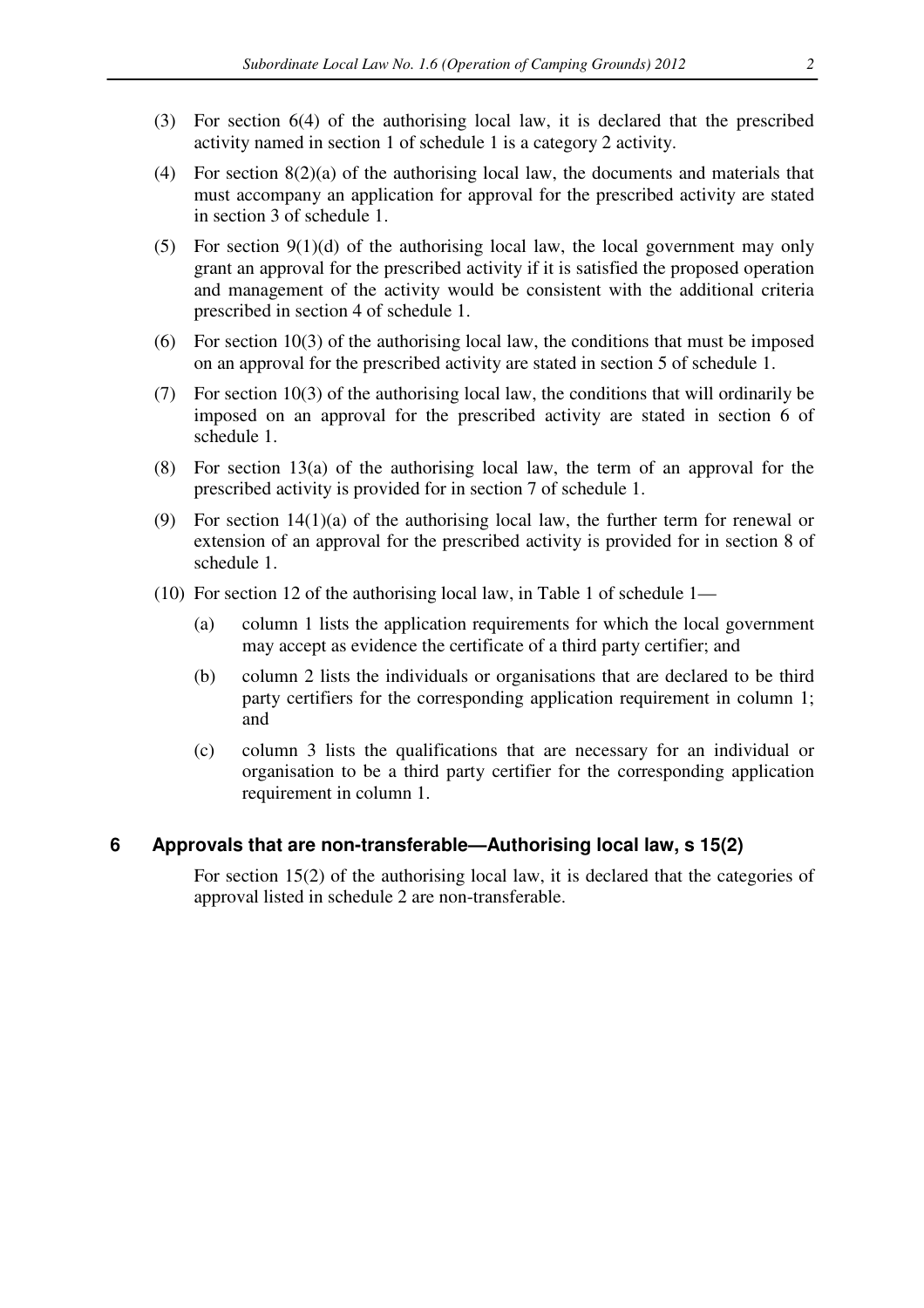(3) For section 6(4) of the authorising local law, it is declared that the prescribed activity named in section 1 of schedule 1 is a category 2 activity.

(4) For section 8(2)(a) of the authorising local law, the documents and materials that must accompany an application for approval for the prescribed activity are stated in section 3 of schedule 1.

(5) For section 9(1)(d) of the authorising local law, the local government may only grant an approval for the prescribed activity if it is satisfied the proposed operation and management of the activity would be consistent with the additional criteria prescribed in section 4 of schedule 1.

(6) For section 10(3) of the authorising local law, the conditions that must be imposed on an approval for the prescribed activity are stated in section 5 of schedule 1.

(7) For section 10(3) of the authorising local law, the conditions that will ordinarily be imposed on an approval for the prescribed activity are stated in section 6 of schedule 1.

(8) For section 13(a) of the authorising local law, the term of an approval for the prescribed activity is provided for in section 7 of schedule 1.

(9) For section 14(1)(a) of the authorising local law, the further term for renewal or extension of an approval for the prescribed activity is provided for in section 8 of schedule 1.

(10) For section 12 of the authorising local law, in Table 1 of schedule 1—

(a) column 1 lists the application requirements for which the local government may accept as evidence the certificate of a third party certifier; and

(b) column 2 lists the individuals or organisations that are declared to be third party certifiers for the corresponding application requirement in column 1; and

(c) column 3 lists the qualifications that are necessary for an individual or organisation to be a third party certifier for the corresponding application requirement in column 1.

### 6 Approvals that are non-transferable—Authorising local law, s 15(2)

For section 15(2) of the authorising local law, it is declared that the categories of approval listed in schedule 2 are non-transferable.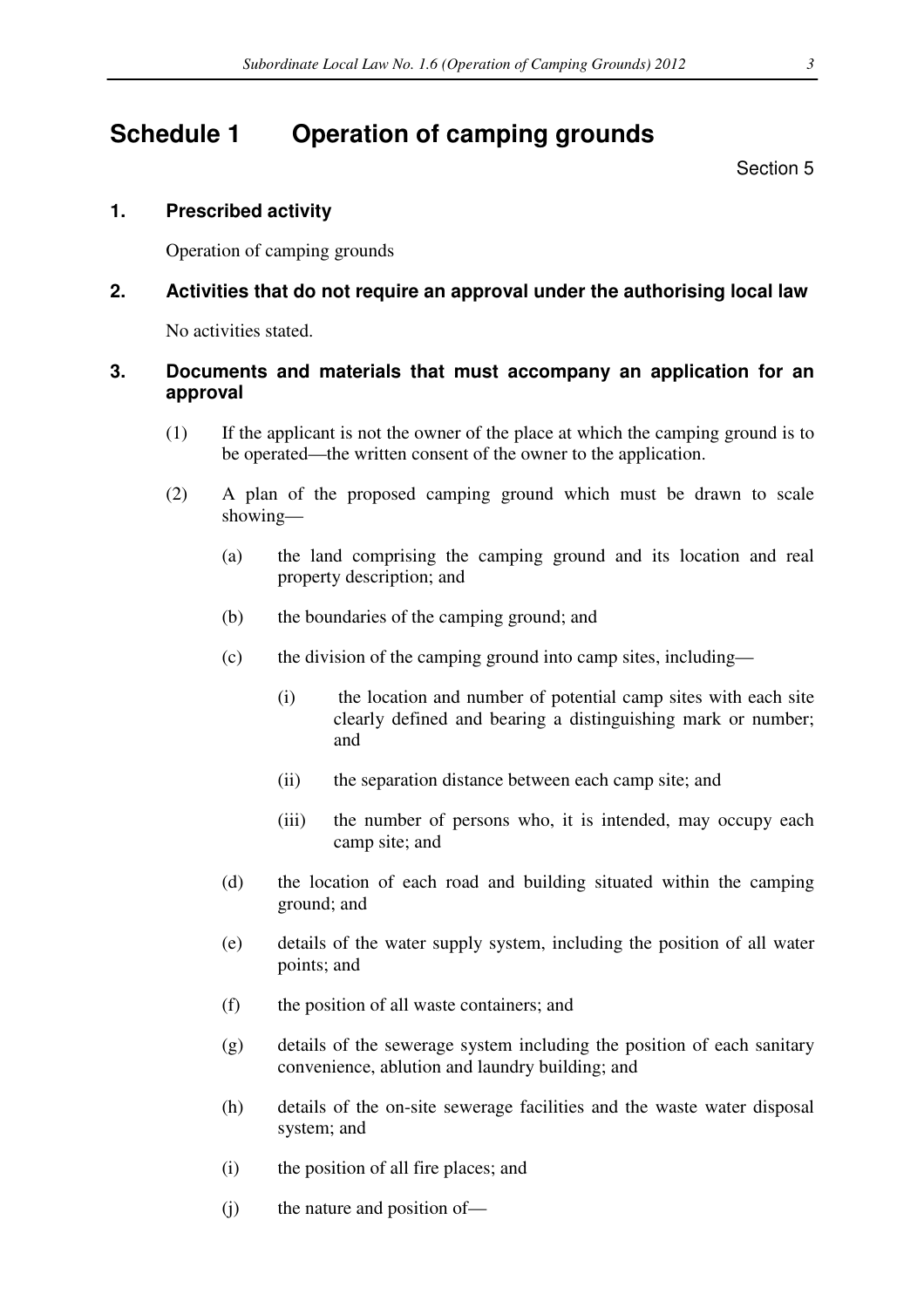# Schedule 1 Operation of camping grounds

Section 5

### 1. Prescribed activity

Operation of camping grounds

### 2. Activities that do not require an approval under the authorising local law

No activities stated.

### 3. Documents and materials that must accompany an application for an approval

(1) If the applicant is not the owner of the place at which the camping ground is to be operated—the written consent of the owner to the application.

(2) A plan of the proposed camping ground which must be drawn to scale showing—

(a) the land comprising the camping ground and its location and real property description; and

(b) the boundaries of the camping ground; and

(c) the division of the camping ground into camp sites, including—

(i) the location and number of potential camp sites with each site clearly defined and bearing a distinguishing mark or number; and

(ii) the separation distance between each camp site; and

(iii) the number of persons who, it is intended, may occupy each camp site; and

(d) the location of each road and building situated within the camping ground; and

(e) details of the water supply system, including the position of all water points; and

(f) the position of all waste containers; and

(g) details of the sewerage system including the position of each sanitary convenience, ablution and laundry building; and

(h) details of the on-site sewerage facilities and the waste water disposal system; and

(i) the position of all fire places; and

(j) the nature and position of—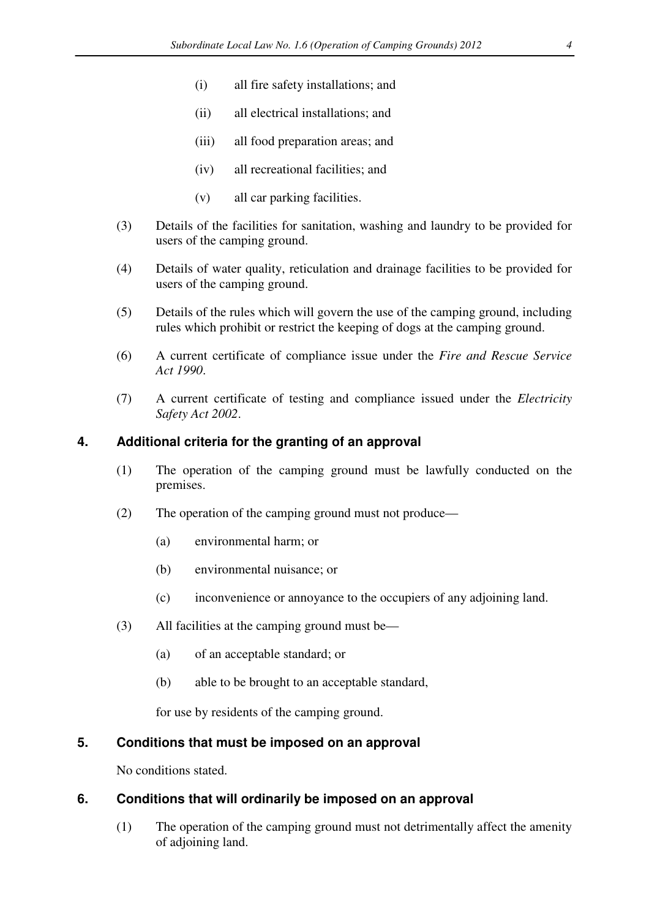(i) all fire safety installations; and

(ii) all electrical installations; and

(iii) all food preparation areas; and

(iv) all recreational facilities; and

(v) all car parking facilities.

(3) Details of the facilities for sanitation, washing and laundry to be provided for users of the camping ground.

(4) Details of water quality, reticulation and drainage facilities to be provided for users of the camping ground.

(5) Details of the rules which will govern the use of the camping ground, including rules which prohibit or restrict the keeping of dogs at the camping ground.

(6) A current certificate of compliance issue under the *Fire and Rescue Service Act 1990*.

(7) A current certificate of testing and compliance issued under the *Electricity Safety Act 2002*.

## 4. Additional criteria for the granting of an approval

(1) The operation of the camping ground must be lawfully conducted on the premises.

(2) The operation of the camping ground must not produce—

(a) environmental harm; or

(b) environmental nuisance; or

(c) inconvenience or annoyance to the occupiers of any adjoining land.

(3) All facilities at the camping ground must be—

(a) of an acceptable standard; or

(b) able to be brought to an acceptable standard,

for use by residents of the camping ground.

## 5. Conditions that must be imposed on an approval

No conditions stated.

## 6. Conditions that will ordinarily be imposed on an approval

(1) The operation of the camping ground must not detrimentally affect the amenity of adjoining land.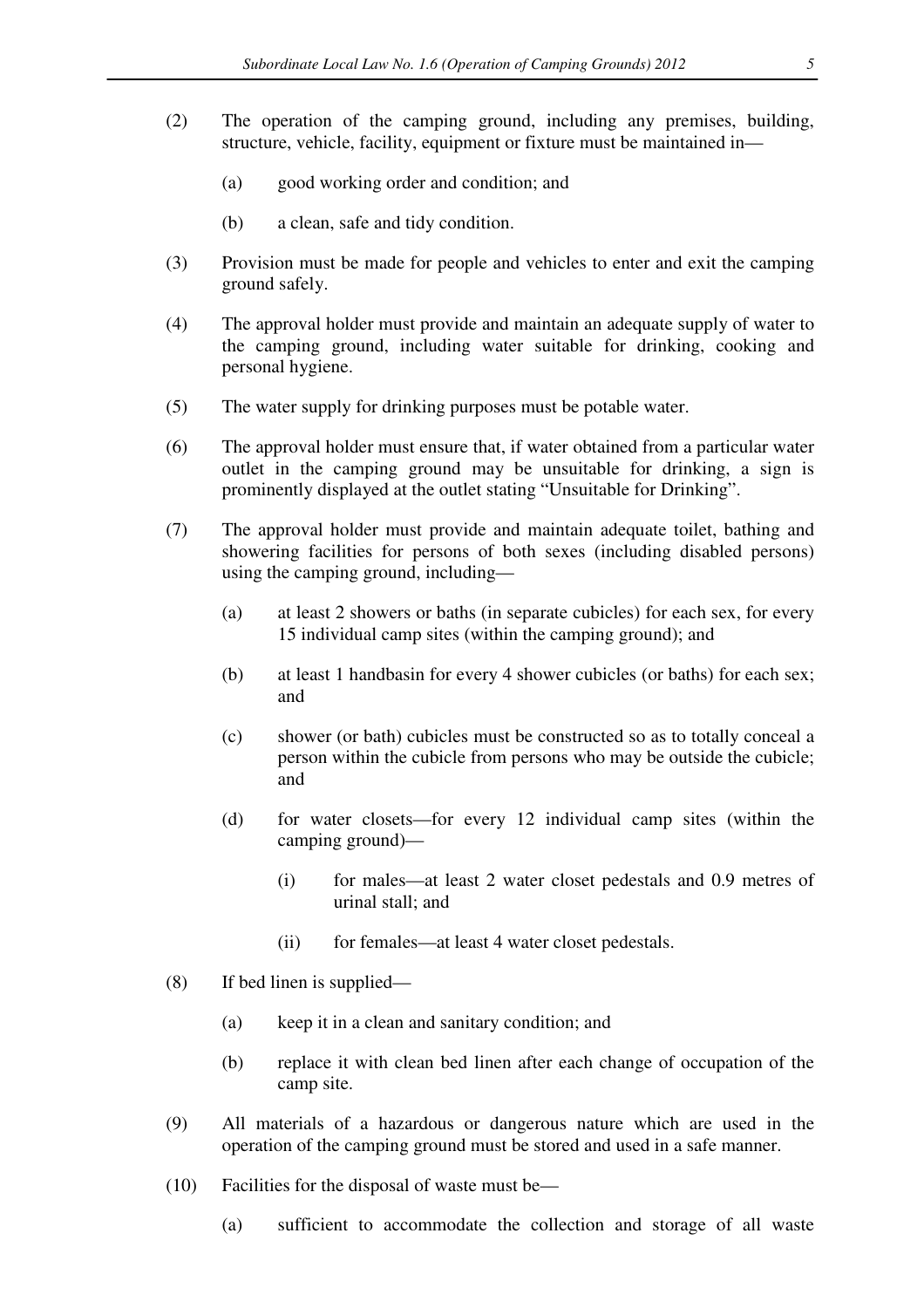(2) The operation of the camping ground, including any premises, building, structure, vehicle, facility, equipment or fixture must be maintained in—

(a) good working order and condition; and

(b) a clean, safe and tidy condition.

(3) Provision must be made for people and vehicles to enter and exit the camping ground safely.

(4) The approval holder must provide and maintain an adequate supply of water to the camping ground, including water suitable for drinking, cooking and personal hygiene.

(5) The water supply for drinking purposes must be potable water.

(6) The approval holder must ensure that, if water obtained from a particular water outlet in the camping ground may be unsuitable for drinking, a sign is prominently displayed at the outlet stating "Unsuitable for Drinking".

(7) The approval holder must provide and maintain adequate toilet, bathing and showering facilities for persons of both sexes (including disabled persons) using the camping ground, including—

(a) at least 2 showers or baths (in separate cubicles) for each sex, for every 15 individual camp sites (within the camping ground); and

(b) at least 1 handbasin for every 4 shower cubicles (or baths) for each sex; and

(c) shower (or bath) cubicles must be constructed so as to totally conceal a person within the cubicle from persons who may be outside the cubicle; and

(d) for water closets—for every 12 individual camp sites (within the camping ground)—

(i) for males—at least 2 water closet pedestals and 0.9 metres of urinal stall; and

(ii) for females—at least 4 water closet pedestals.

(8) If bed linen is supplied—

(a) keep it in a clean and sanitary condition; and

(b) replace it with clean bed linen after each change of occupation of the camp site.

(9) All materials of a hazardous or dangerous nature which are used in the operation of the camping ground must be stored and used in a safe manner.

(10) Facilities for the disposal of waste must be—

(a) sufficient to accommodate the collection and storage of all waste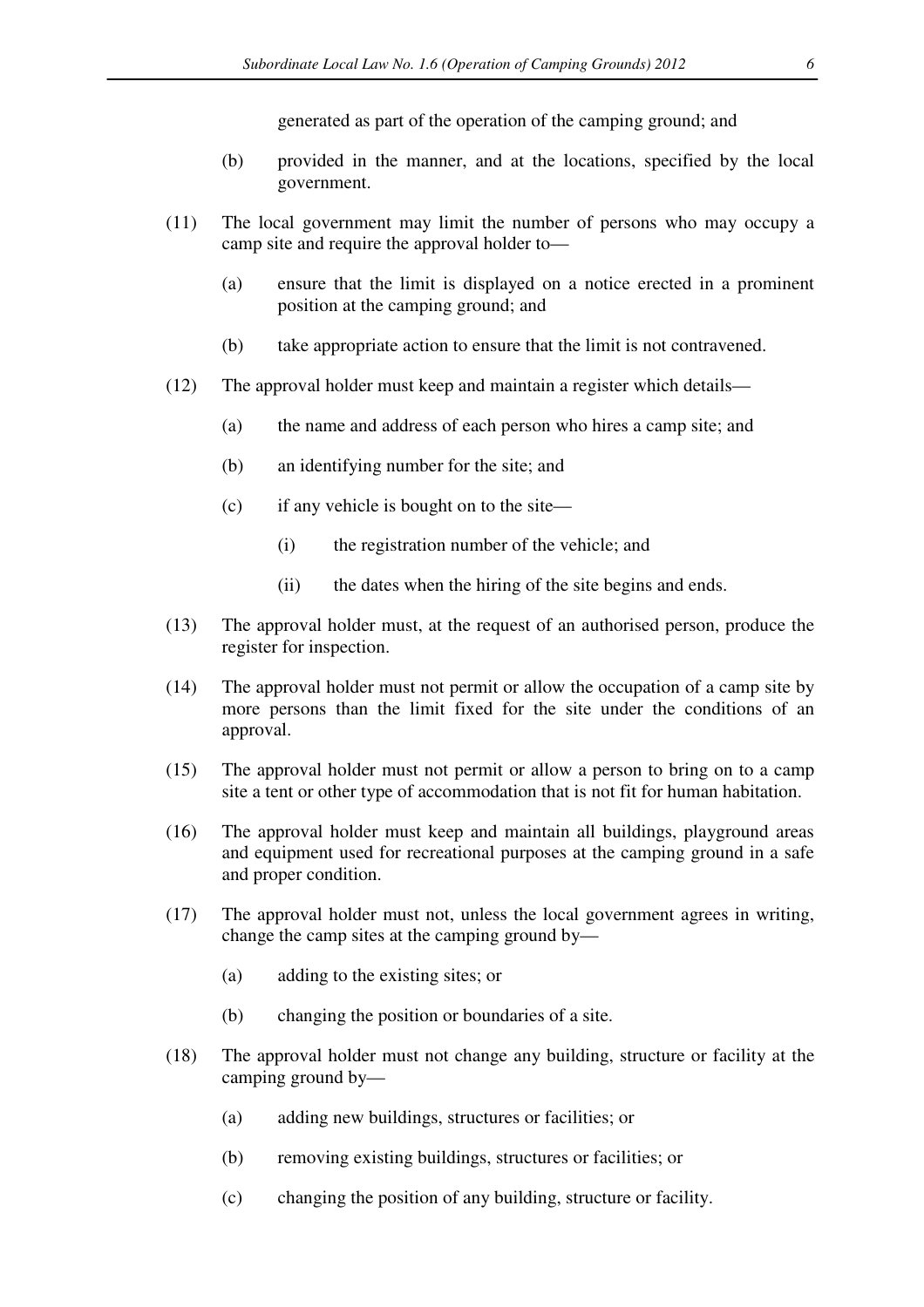generated as part of the operation of the camping ground; and

(b) provided in the manner, and at the locations, specified by the local government.

(11) The local government may limit the number of persons who may occupy a camp site and require the approval holder to—

(a) ensure that the limit is displayed on a notice erected in a prominent position at the camping ground; and

(b) take appropriate action to ensure that the limit is not contravened.

(12) The approval holder must keep and maintain a register which details—

(a) the name and address of each person who hires a camp site; and

(b) an identifying number for the site; and

(c) if any vehicle is bought on to the site—

(i) the registration number of the vehicle; and

(ii) the dates when the hiring of the site begins and ends.

(13) The approval holder must, at the request of an authorised person, produce the register for inspection.

(14) The approval holder must not permit or allow the occupation of a camp site by more persons than the limit fixed for the site under the conditions of an approval.

(15) The approval holder must not permit or allow a person to bring on to a camp site a tent or other type of accommodation that is not fit for human habitation.

(16) The approval holder must keep and maintain all buildings, playground areas and equipment used for recreational purposes at the camping ground in a safe and proper condition.

(17) The approval holder must not, unless the local government agrees in writing, change the camp sites at the camping ground by—

(a) adding to the existing sites; or

(b) changing the position or boundaries of a site.

(18) The approval holder must not change any building, structure or facility at the camping ground by—

(a) adding new buildings, structures or facilities; or

(b) removing existing buildings, structures or facilities; or

(c) changing the position of any building, structure or facility.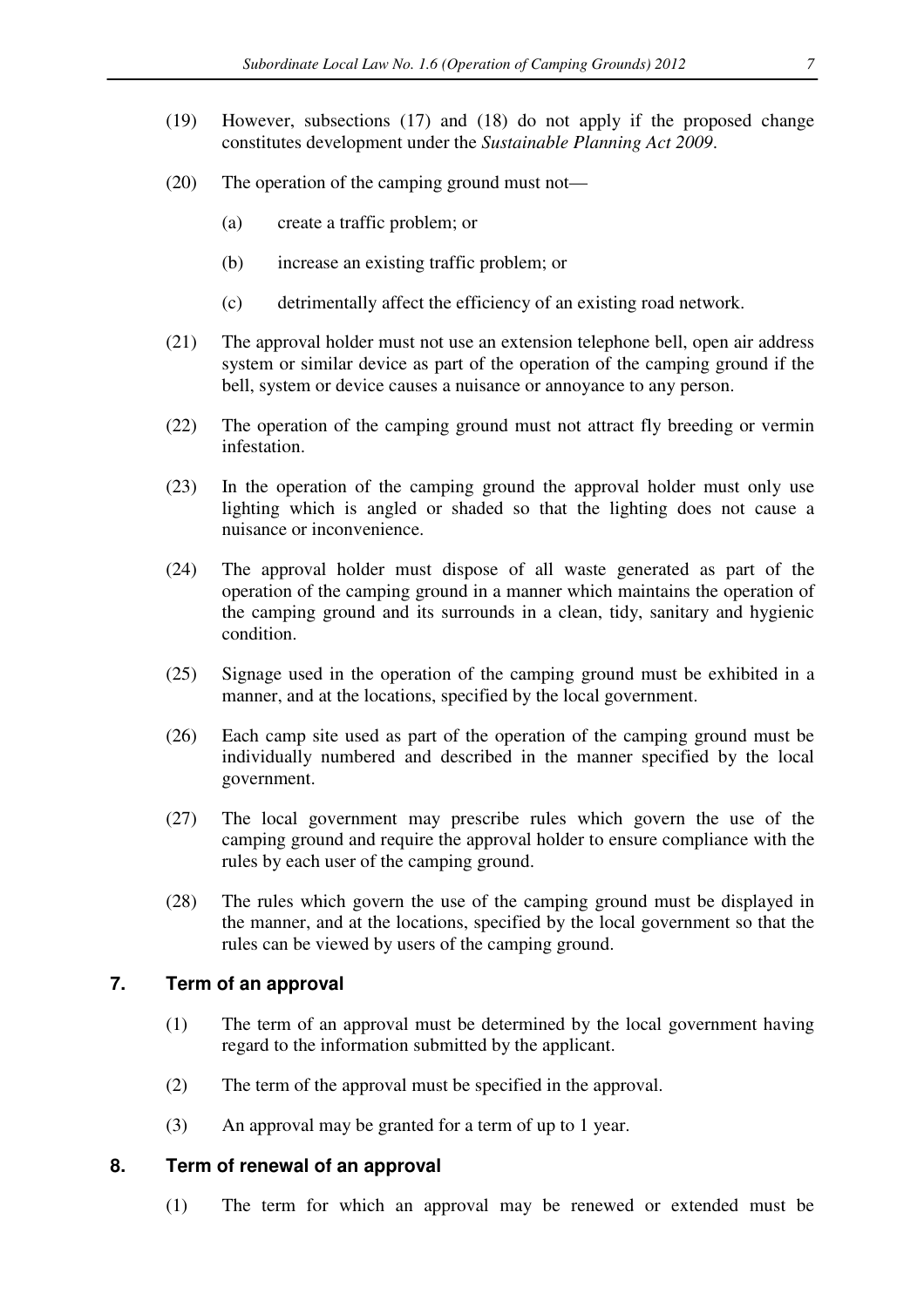(19) However, subsections (17) and (18) do not apply if the proposed change constitutes development under the *Sustainable Planning Act 2009*.

(20) The operation of the camping ground must not—

(a) create a traffic problem; or

(b) increase an existing traffic problem; or

(c) detrimentally affect the efficiency of an existing road network.

(21) The approval holder must not use an extension telephone bell, open air address system or similar device as part of the operation of the camping ground if the bell, system or device causes a nuisance or annoyance to any person.

(22) The operation of the camping ground must not attract fly breeding or vermin infestation.

(23) In the operation of the camping ground the approval holder must only use lighting which is angled or shaded so that the lighting does not cause a nuisance or inconvenience.

(24) The approval holder must dispose of all waste generated as part of the operation of the camping ground in a manner which maintains the operation of the camping ground and its surrounds in a clean, tidy, sanitary and hygienic condition.

(25) Signage used in the operation of the camping ground must be exhibited in a manner, and at the locations, specified by the local government.

(26) Each camp site used as part of the operation of the camping ground must be individually numbered and described in the manner specified by the local government.

(27) The local government may prescribe rules which govern the use of the camping ground and require the approval holder to ensure compliance with the rules by each user of the camping ground.

(28) The rules which govern the use of the camping ground must be displayed in the manner, and at the locations, specified by the local government so that the rules can be viewed by users of the camping ground.

## 7. Term of an approval

(1) The term of an approval must be determined by the local government having regard to the information submitted by the applicant.

(2) The term of the approval must be specified in the approval.

(3) An approval may be granted for a term of up to 1 year.

## 8. Term of renewal of an approval

(1) The term for which an approval may be renewed or extended must be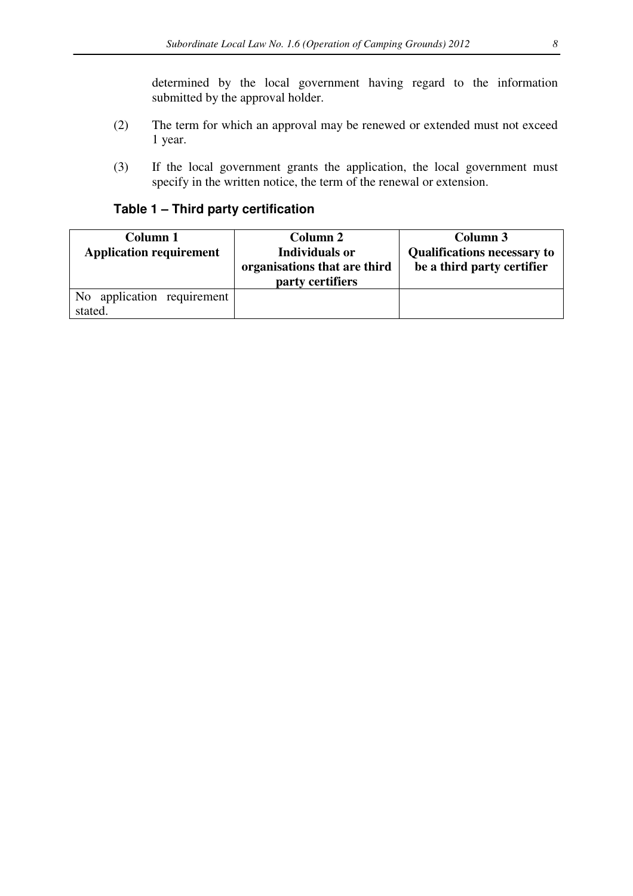determined by the local government having regard to the information submitted by the approval holder.

(2) The term for which an approval may be renewed or extended must not exceed 1 year.

(3) If the local government grants the application, the local government must specify in the written notice, the term of the renewal or extension.

### Table 1 – Third party certification

| Column 1<br>Application requirement | Column 2<br>Individuals or organisations that are third party certifiers | Column 3<br>Qualifications necessary to be a third party certifier |
|---|---|---|
| No application requirement stated. | | |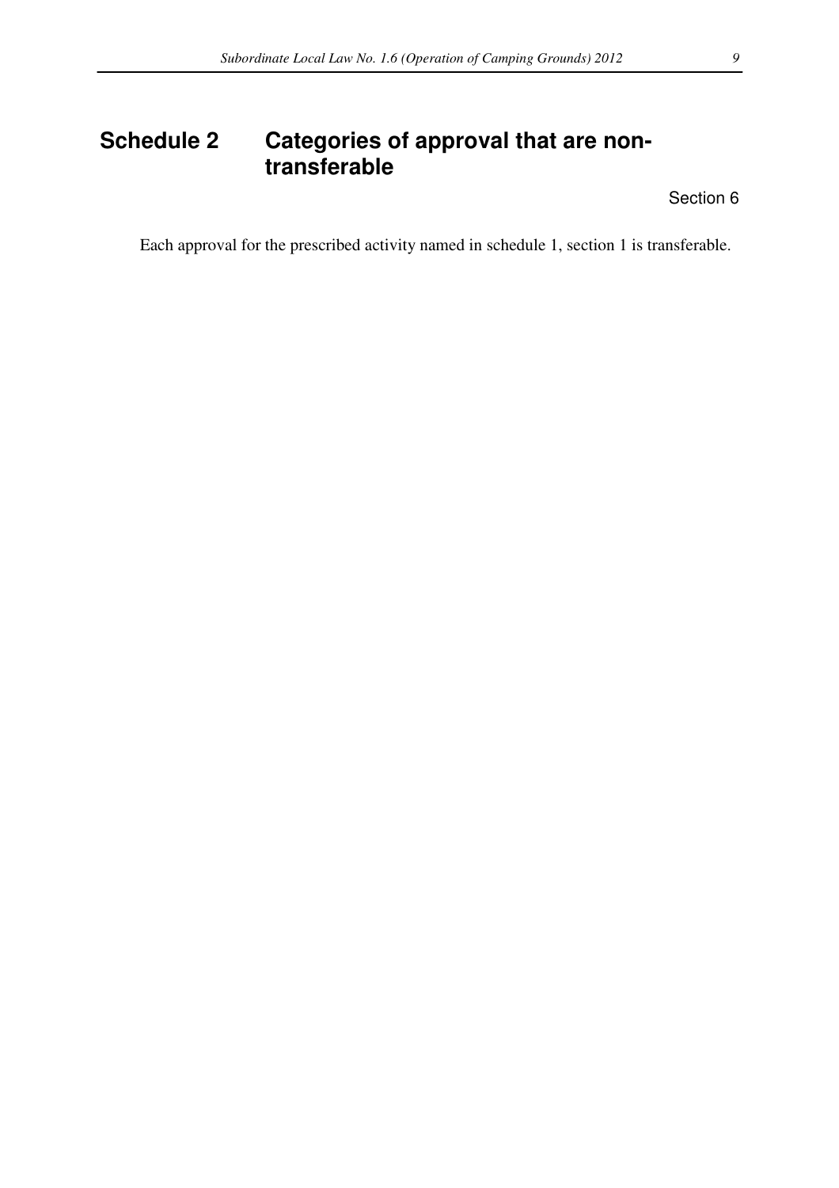# Schedule 2 Categories of approval that are non-transferable

Section 6

Each approval for the prescribed activity named in schedule 1, section 1 is transferable.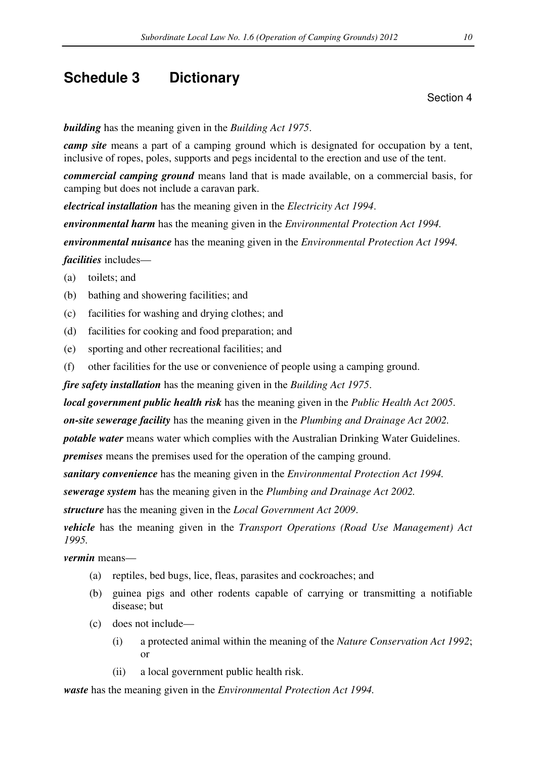# Schedule 3 Dictionary

Section 4

***building*** has the meaning given in the *Building Act 1975*.

***camp site*** means a part of a camping ground which is designated for occupation by a tent, inclusive of ropes, poles, supports and pegs incidental to the erection and use of the tent.

***commercial camping ground*** means land that is made available, on a commercial basis, for camping but does not include a caravan park.

***electrical installation*** has the meaning given in the *Electricity Act 1994*.

***environmental harm*** has the meaning given in the *Environmental Protection Act 1994.*

***environmental nuisance*** has the meaning given in the *Environmental Protection Act 1994.*

***facilities*** includes—

(a) toilets; and

(b) bathing and showering facilities; and

(c) facilities for washing and drying clothes; and

(d) facilities for cooking and food preparation; and

(e) sporting and other recreational facilities; and

(f) other facilities for the use or convenience of people using a camping ground.

***fire safety installation*** has the meaning given in the *Building Act 1975*.

***local government public health risk*** has the meaning given in the *Public Health Act 2005*.

***on-site sewerage facility*** has the meaning given in the *Plumbing and Drainage Act 2002.*

***potable water*** means water which complies with the Australian Drinking Water Guidelines.

***premises*** means the premises used for the operation of the camping ground.

***sanitary convenience*** has the meaning given in the *Environmental Protection Act 1994.*

***sewerage system*** has the meaning given in the *Plumbing and Drainage Act 2002.*

***structure*** has the meaning given in the *Local Government Act 2009*.

***vehicle*** has the meaning given in the *Transport Operations (Road Use Management) Act 1995.*

***vermin*** means—

(a) reptiles, bed bugs, lice, fleas, parasites and cockroaches; and

(b) guinea pigs and other rodents capable of carrying or transmitting a notifiable disease; but

(c) does not include—

(i) a protected animal within the meaning of the *Nature Conservation Act 1992*; or

(ii) a local government public health risk.

***waste*** has the meaning given in the *Environmental Protection Act 1994.*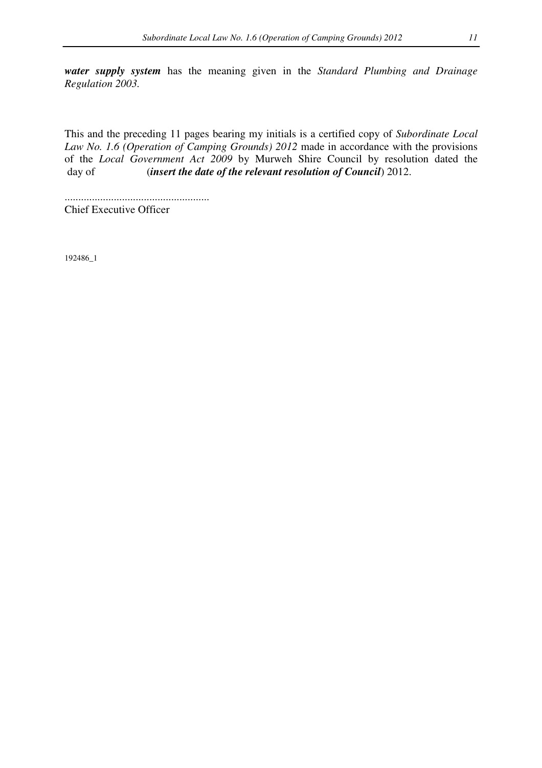***water supply system*** has the meaning given in the *Standard Plumbing and Drainage Regulation 2003.*

This and the preceding 11 pages bearing my initials is a certified copy of *Subordinate Local Law No. 1.6 (Operation of Camping Grounds) 2012* made in accordance with the provisions of the *Local Government Act 2009* by Murweh Shire Council by resolution dated the day of (***insert the date of the relevant resolution of Council***) 2012.

.....................................................
Chief Executive Officer

192486_1